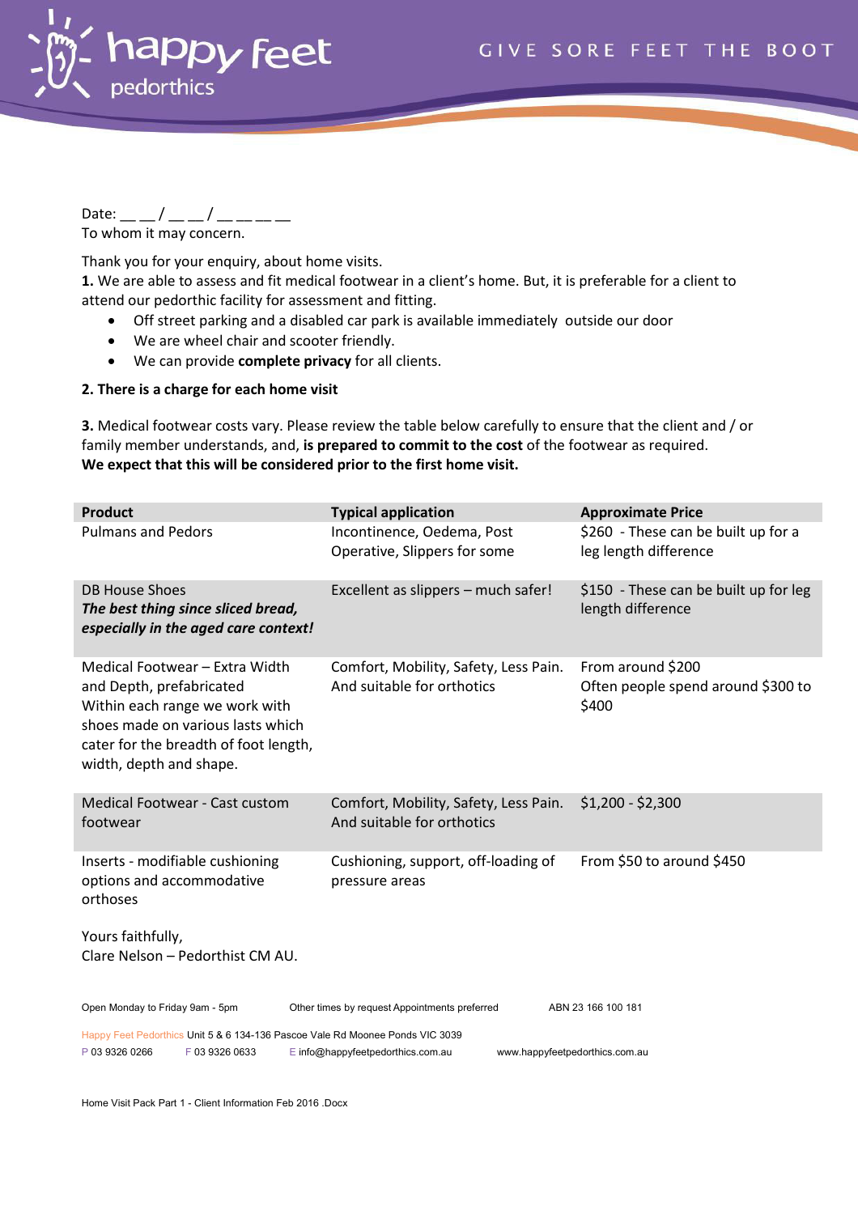happy feet pedorthics

GIVE SORE FEET THE BOOT

Date: __ __ / __ __ / __ __ __ __

To whom it may concern.

Thank you for your enquiry, about home visits.

**1.** We are able to assess and fit medical footwear in a client's home. But, it is preferable for a client to attend our pedorthic facility for assessment and fitting.

- Off street parking and a disabled car park is available immediately outside our door
- We are wheel chair and scooter friendly.
- We can provide **complete privacy** for all clients.

**2. There is a charge for each home visit**

**3.** Medical footwear costs vary. Please review the table below carefully to ensure that the client and / or family member understands, and, **is prepared to commit to the cost** of the footwear as required.
**We expect that this will be considered prior to the first home visit.**

| Product | Typical application | Approximate Price |
|---|---|---|
| Pulmans and Pedors | Incontinence, Oedema, Post Operative, Slippers for some | $260 - These can be built up for a leg length difference |
| DB House Shoes *The best thing since sliced bread, especially in the aged care context!* | Excellent as slippers – much safer! | $150 - These can be built up for leg length difference |
| Medical Footwear – Extra Width and Depth, prefabricated Within each range we work with shoes made on various lasts which cater for the breadth of foot length, width, depth and shape. | Comfort, Mobility, Safety, Less Pain. And suitable for orthotics | From around $200 Often people spend around $300 to $400 |
| Medical Footwear - Cast custom footwear | Comfort, Mobility, Safety, Less Pain. And suitable for orthotics | $1,200 - $2,300 |
| Inserts - modifiable cushioning options and accommodative orthoses | Cushioning, support, off-loading of pressure areas | From $50 to around $450 |

Yours faithfully,
Clare Nelson – Pedorthist CM AU.

Open Monday to Friday 9am - 5pm Other times by request Appointments preferred ABN 23 166 100 181

Happy Feet Pedorthics Unit 5 & 6 134-136 Pascoe Vale Rd Moonee Ponds VIC 3039

P 03 9326 0266 F 03 9326 0633 E info@happyfeetpedorthics.com.au www.happyfeetpedorthics.com.au

Home Visit Pack Part 1 - Client Information Feb 2016 .Docx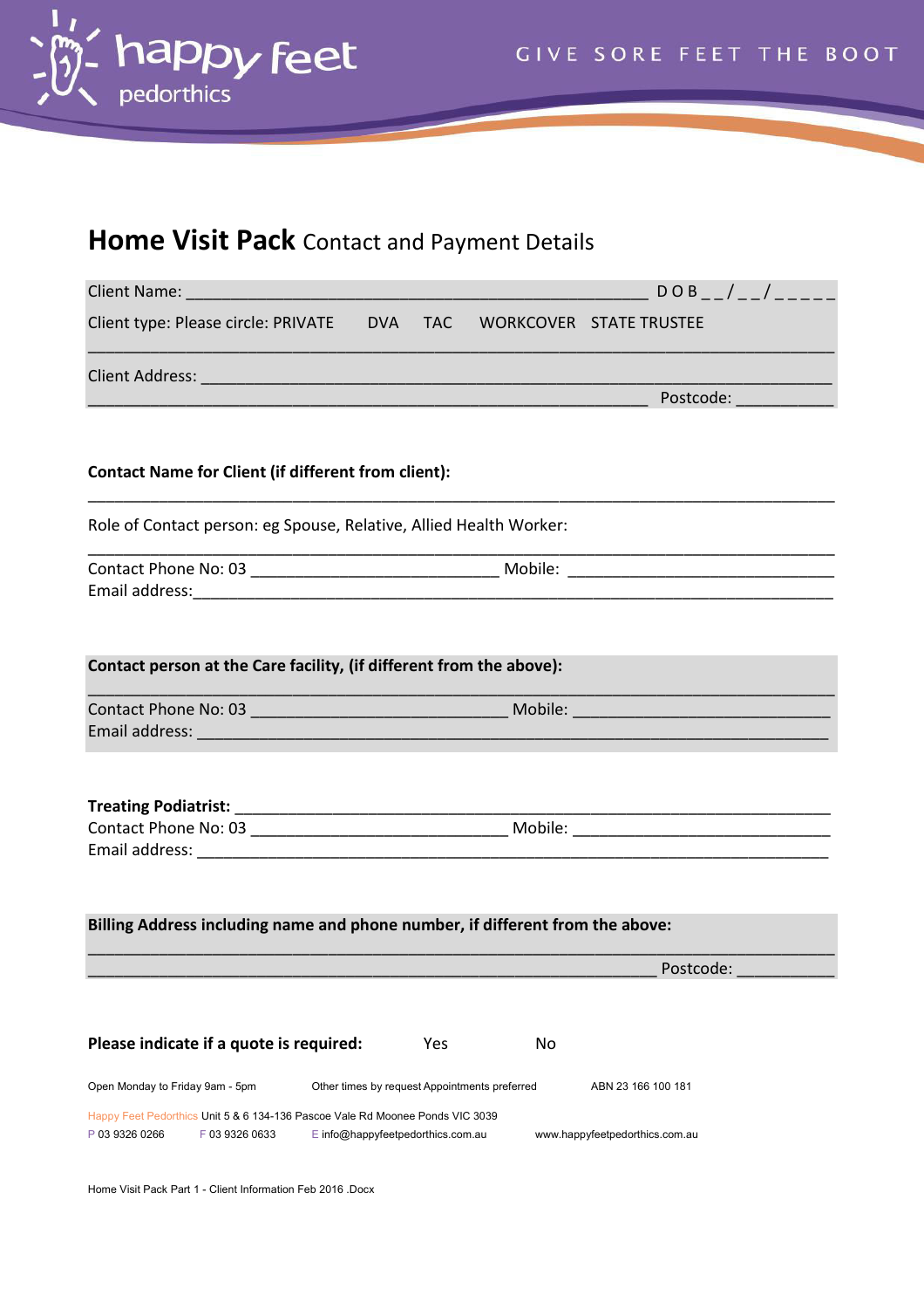happy feet pedorthics

GIVE SORE FEET THE BOOT

# **Home Visit Pack** Contact and Payment Details

Client Name: ____________________________________________________ D O B _ _ / _ _ / _ _ _ _ _

Client type: Please circle: PRIVATE   DVA   TAC   WORKCOVER   STATE TRUSTEE

______________________________________________________________________________________

Client Address: _______________________________________________________________________

________________________________________________________________ Postcode: ___________

**Contact Name for Client (if different from client):**

______________________________________________________________________________________

Role of Contact person: eg Spouse, Relative, Allied Health Worker:

______________________________________________________________________________________

Contact Phone No: 03 ____________________________ Mobile: _______________________________

Email address:__________________________________________________________________________

**Contact person at the Care facility, (if different from the above):**

______________________________________________________________________________________

Contact Phone No: 03 ______________________________ Mobile: ______________________________

Email address: _________________________________________________________________________

**Treating Podiatrist:** _____________________________________________________________________

Contact Phone No: 03 ______________________________ Mobile: ______________________________

Email address: _________________________________________________________________________

**Billing Address including name and phone number, if different from the above:**

______________________________________________________________________________________

_________________________________________________________________ Postcode: ___________

**Please indicate if a quote is required:**   Yes   No

Open Monday to Friday 9am - 5pm   Other times by request Appointments preferred   ABN 23 166 100 181

Happy Feet Pedorthics Unit 5 & 6 134-136 Pascoe Vale Rd Moonee Ponds VIC 3039

P 03 9326 0266   F 03 9326 0633   E info@happyfeetpedorthics.com.au   www.happyfeetpedorthics.com.au

Home Visit Pack Part 1 - Client Information Feb 2016 .Docx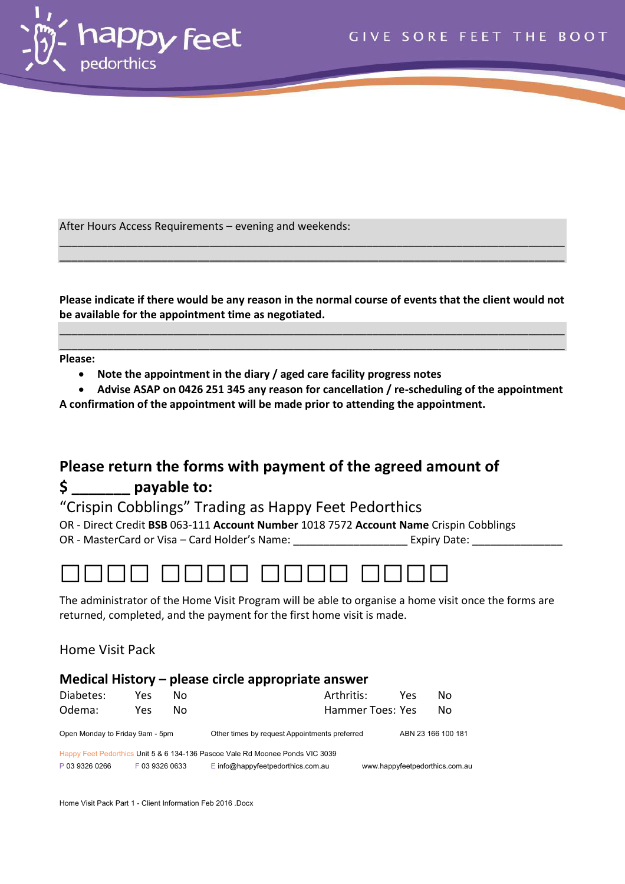After Hours Access Requirements – evening and weekends:

\_\_\_\_\_\_\_\_\_\_\_\_\_\_\_\_\_\_\_\_\_\_\_\_\_\_\_\_\_\_\_\_\_\_\_\_\_\_\_\_\_\_\_\_\_\_\_\_\_\_\_\_\_\_\_\_\_\_\_\_\_\_\_\_\_\_\_\_\_\_\_\_\_\_\_\_

\_\_\_\_\_\_\_\_\_\_\_\_\_\_\_\_\_\_\_\_\_\_\_\_\_\_\_\_\_\_\_\_\_\_\_\_\_\_\_\_\_\_\_\_\_\_\_\_\_\_\_\_\_\_\_\_\_\_\_\_\_\_\_\_\_\_\_\_\_\_\_\_\_\_\_\_

**Please indicate if there would be any reason in the normal course of events that the client would not be available for the appointment time as negotiated.**

\_\_\_\_\_\_\_\_\_\_\_\_\_\_\_\_\_\_\_\_\_\_\_\_\_\_\_\_\_\_\_\_\_\_\_\_\_\_\_\_\_\_\_\_\_\_\_\_\_\_\_\_\_\_\_\_\_\_\_\_\_\_\_\_\_\_\_\_\_\_\_\_\_\_\_\_

\_\_\_\_\_\_\_\_\_\_\_\_\_\_\_\_\_\_\_\_\_\_\_\_\_\_\_\_\_\_\_\_\_\_\_\_\_\_\_\_\_\_\_\_\_\_\_\_\_\_\_\_\_\_\_\_\_\_\_\_\_\_\_\_\_\_\_\_\_\_\_\_\_\_\_\_

**Please:**

- **Note the appointment in the diary / aged care facility progress notes**
- **Advise ASAP on 0426 251 345 any reason for cancellation / re-scheduling of the appointment**

**A confirmation of the appointment will be made prior to attending the appointment.**

## Please return the forms with payment of the agreed amount of $ \_\_\_\_\_\_\_ payable to:

"Crispin Cobblings" Trading as Happy Feet Pedorthics

OR - Direct Credit **BSB** 063-111 **Account Number** 1018 7572 **Account Name** Crispin Cobblings

OR - MasterCard or Visa – Card Holder's Name: \_\_\_\_\_\_\_\_\_\_\_\_\_\_\_\_\_\_\_ Expiry Date: \_\_\_\_\_\_\_\_\_\_\_\_\_\_\_

□□□□ □□□□ □□□□ □□□□

The administrator of the Home Visit Program will be able to organise a home visit once the forms are returned, completed, and the payment for the first home visit is made.

Home Visit Pack

### Medical History – please circle appropriate answer

| | | | | | |
|---|---|---|---|---|---|
| Diabetes: | Yes | No | Arthritis: | Yes | No |
| Odema: | Yes | No | Hammer Toes: | Yes | No |

Open Monday to Friday 9am - 5pm    Other times by request Appointments preferred    ABN 23 166 100 181

Happy Feet Pedorthics Unit 5 & 6 134-136 Pascoe Vale Rd Moonee Ponds VIC 3039

P 03 9326 0266    F 03 9326 0633    E info@happyfeetpedorthics.com.au    www.happyfeetpedorthics.com.au

Home Visit Pack Part 1 - Client Information Feb 2016 .Docx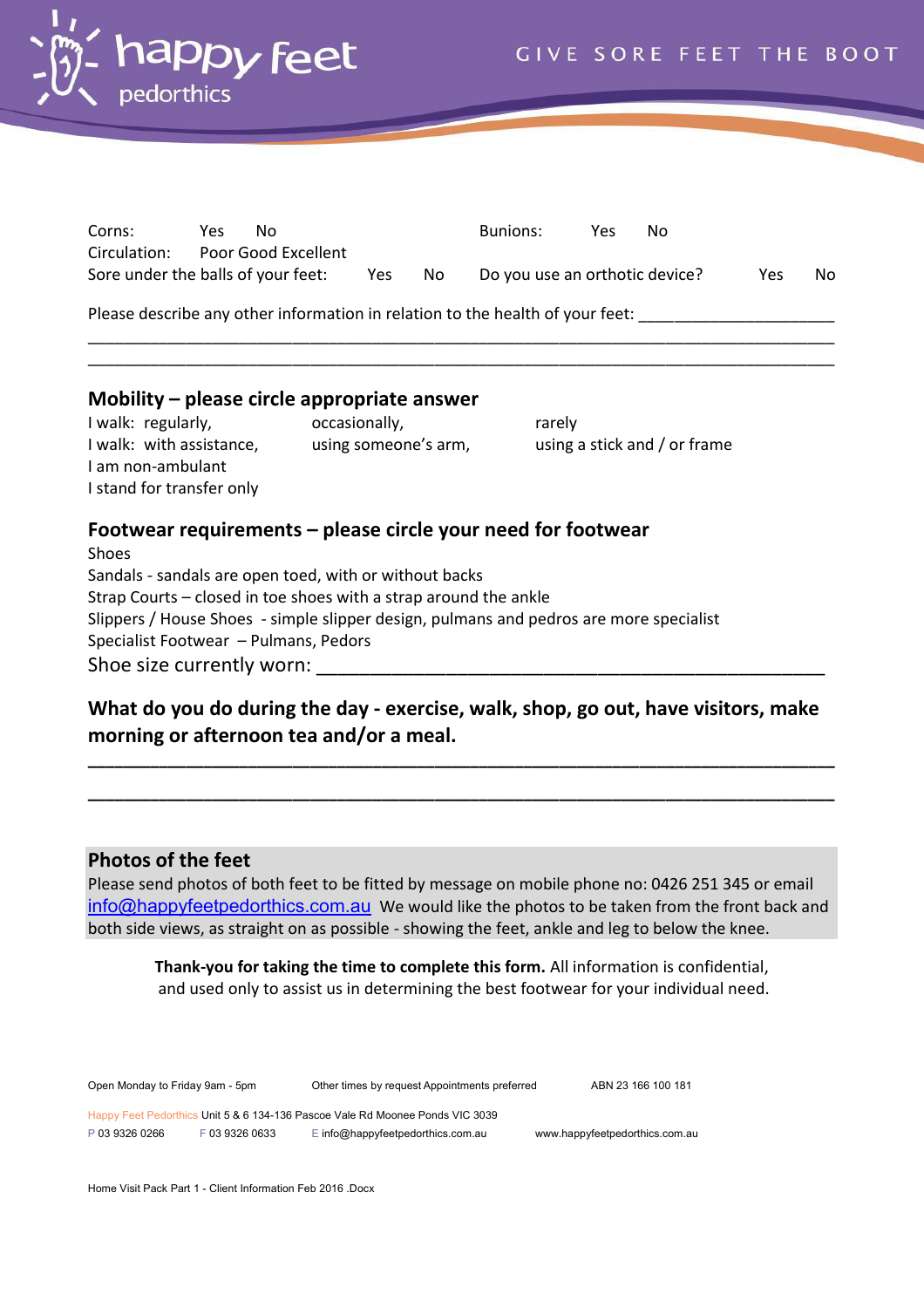Corns: Yes No Bunions: Yes No
Circulation: Poor Good Excellent
Sore under the balls of your feet: Yes No Do you use an orthotic device? Yes No

Please describe any other information in relation to the health of your feet: ____________________
______________________________________________________________________________
______________________________________________________________________________

## Mobility – please circle appropriate answer

I walk: regularly, occasionally, rarely
I walk: with assistance, using someone's arm, using a stick and / or frame
I am non-ambulant
I stand for transfer only

## Footwear requirements – please circle your need for footwear

Shoes
Sandals - sandals are open toed, with or without backs
Strap Courts – closed in toe shoes with a strap around the ankle
Slippers / House Shoes - simple slipper design, pulmans and pedros are more specialist
Specialist Footwear – Pulmans, Pedors
Shoe size currently worn: ____________________________________________

## What do you do during the day - exercise, walk, shop, go out, have visitors, make morning or afternoon tea and/or a meal.

______________________________________________________________________________
______________________________________________________________________________

## Photos of the feet

Please send photos of both feet to be fitted by message on mobile phone no: 0426 251 345 or email info@happyfeetpedorthics.com.au We would like the photos to be taken from the front back and both side views, as straight on as possible - showing the feet, ankle and leg to below the knee.

**Thank-you for taking the time to complete this form.** All information is confidential, and used only to assist us in determining the best footwear for your individual need.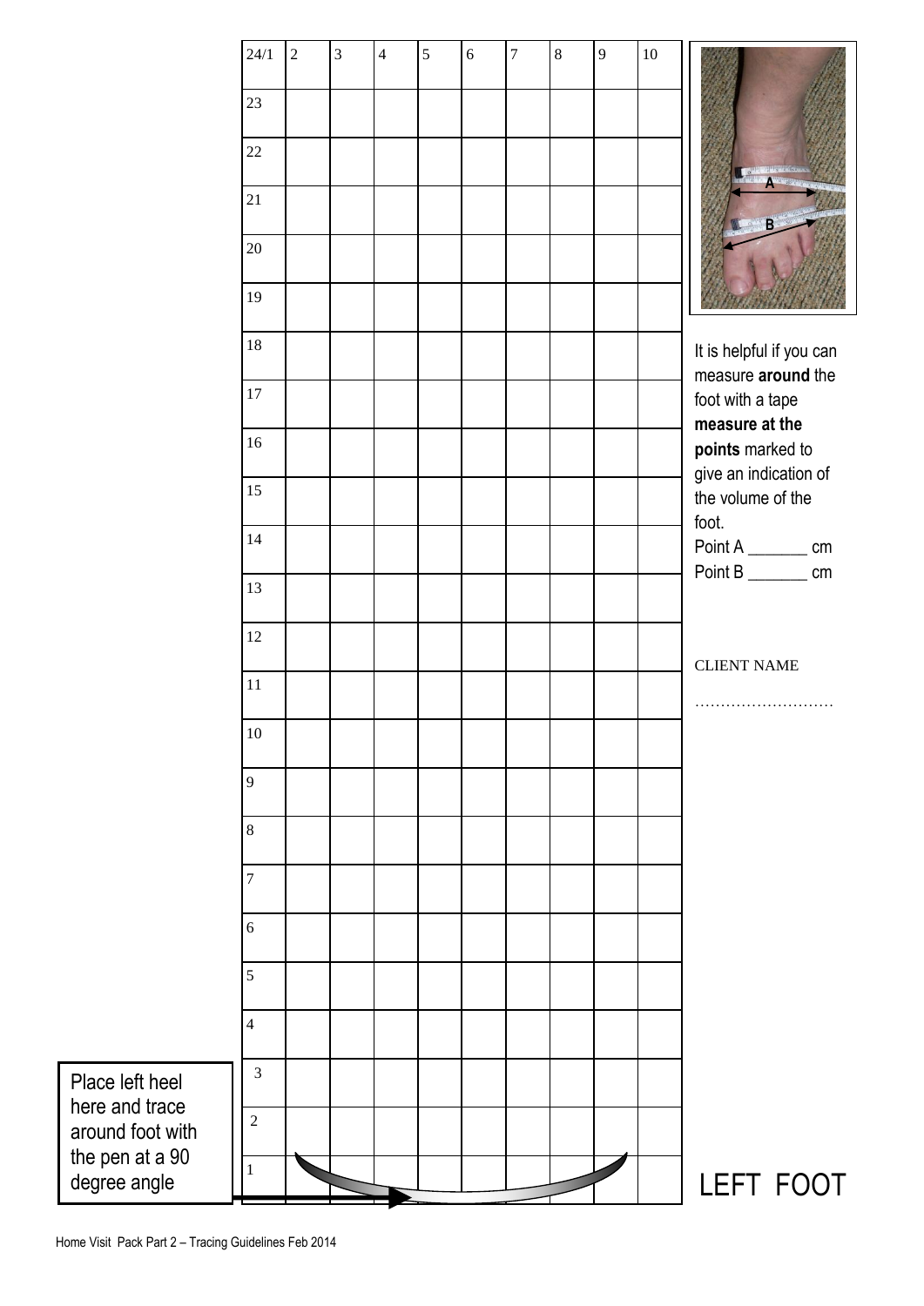| 24/1 | 2 | 3 | 4 | 5 | 6 | 7 | 8 | 9 | 10 |
|---|---|---|---|---|---|---|---|---|---|
| 23 | | | | | | | | | |
| 22 | | | | | | | | | |
| 21 | | | | | | | | | |
| 20 | | | | | | | | | |
| 19 | | | | | | | | | |
| 18 | | | | | | | | | |
| 17 | | | | | | | | | |
| 16 | | | | | | | | | |
| 15 | | | | | | | | | |
| 14 | | | | | | | | | |
| 13 | | | | | | | | | |
| 12 | | | | | | | | | |
| 11 | | | | | | | | | |
| 10 | | | | | | | | | |
| 9 | | | | | | | | | |
| 8 | | | | | | | | | |
| 7 | | | | | | | | | |
| 6 | | | | | | | | | |
| 5 | | | | | | | | | |
| 4 | | | | | | | | | |
| 3 | | | | | | | | | |
| 2 | | | | | | | | | |
| 1 | | | | | | | | | |

It is helpful if you can measure **around** the foot with a tape **measure at the points** marked to give an indication of the volume of the foot.

Point A _______ cm

Point B _______ cm

CLIENT NAME

………………………

Place left heel here and trace around foot with the pen at a 90 degree angle

# LEFT FOOT

Home Visit Pack Part 2 – Tracing Guidelines Feb 2014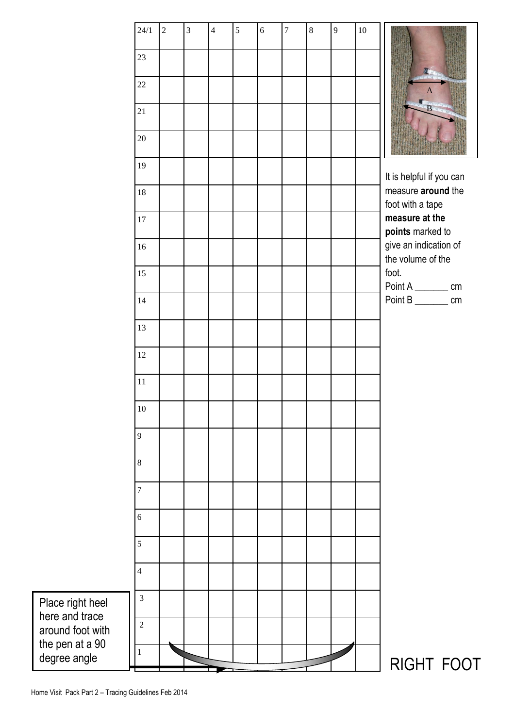| 24/1 | 2 | 3 | 4 | 5 | 6 | 7 | 8 | 9 | 10 |
|---|---|---|---|---|---|---|---|---|---|
| 23 | | | | | | | | | |
| 22 | | | | | | | | | |
| 21 | | | | | | | | | |
| 20 | | | | | | | | | |
| 19 | | | | | | | | | |
| 18 | | | | | | | | | |
| 17 | | | | | | | | | |
| 16 | | | | | | | | | |
| 15 | | | | | | | | | |
| 14 | | | | | | | | | |
| 13 | | | | | | | | | |
| 12 | | | | | | | | | |
| 11 | | | | | | | | | |
| 10 | | | | | | | | | |
| 9 | | | | | | | | | |
| 8 | | | | | | | | | |
| 7 | | | | | | | | | |
| 6 | | | | | | | | | |
| 5 | | | | | | | | | |
| 4 | | | | | | | | | |
| 3 | | | | | | | | | |
| 2 | | | | | | | | | |
| 1 | | | | | | | | | |

A

B

It is helpful if you can measure **around** the foot with a tape **measure at the points** marked to give an indication of the volume of the foot.

Point A _______ cm

Point B _______ cm

Place right heel here and trace around foot with the pen at a 90 degree angle

RIGHT FOOT

Home Visit Pack Part 2 – Tracing Guidelines Feb 2014